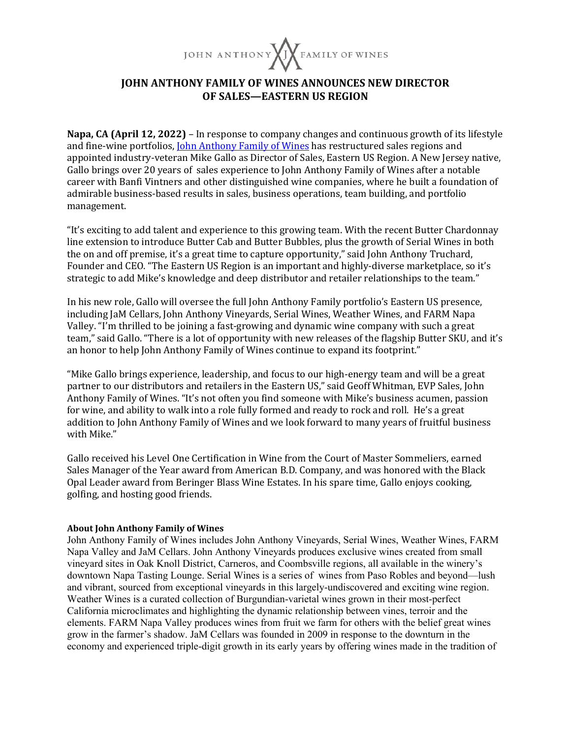JOHN ANTHONY FAMILY OF WINES

# JOHN ANTHONY FAMILY OF WINES ANNOUNCES NEW DIRECTOR OF SALES—EASTERN US REGION

**Napa, CA (April 12, 2022)** – In response to company changes and continuous growth of its lifestyle and fine-wine portfolios, John Anthony Family of Wines has restructured sales regions and appointed industry-veteran Mike Gallo as Director of Sales, Eastern US Region. A New Jersey native, Gallo brings over 20 years of sales experience to John Anthony Family of Wines after a notable career with Banfi Vintners and other distinguished wine companies, where he built a foundation of admirable business-based results in sales, business operations, team building, and portfolio management.

"It's exciting to add talent and experience to this growing team. With the recent Butter Chardonnay line extension to introduce Butter Cab and Butter Bubbles, plus the growth of Serial Wines in both the on and off premise, it's a great time to capture opportunity," said John Anthony Truchard, Founder and CEO. "The Eastern US Region is an important and highly-diverse marketplace, so it's strategic to add Mike's knowledge and deep distributor and retailer relationships to the team."

In his new role, Gallo will oversee the full John Anthony Family portfolio's Eastern US presence, including JaM Cellars, John Anthony Vineyards, Serial Wines, Weather Wines, and FARM Napa Valley. "I'm thrilled to be joining a fast-growing and dynamic wine company with such a great team," said Gallo. "There is a lot of opportunity with new releases of the flagship Butter SKU, and it's an honor to help John Anthony Family of Wines continue to expand its footprint."

"Mike Gallo brings experience, leadership, and focus to our high-energy team and will be a great partner to our distributors and retailers in the Eastern US," said Geoff Whitman, EVP Sales, John Anthony Family of Wines. "It's not often you find someone with Mike's business acumen, passion for wine, and ability to walk into a role fully formed and ready to rock and roll. He's a great addition to John Anthony Family of Wines and we look forward to many years of fruitful business with Mike."

Gallo received his Level One Certification in Wine from the Court of Master Sommeliers, earned Sales Manager of the Year award from American B.D. Company, and was honored with the Black Opal Leader award from Beringer Blass Wine Estates. In his spare time, Gallo enjoys cooking, golfing, and hosting good friends.

**About John Anthony Family of Wines**

John Anthony Family of Wines includes John Anthony Vineyards, Serial Wines, Weather Wines, FARM Napa Valley and JaM Cellars. John Anthony Vineyards produces exclusive wines created from small vineyard sites in Oak Knoll District, Carneros, and Coombsville regions, all available in the winery's downtown Napa Tasting Lounge. Serial Wines is a series of wines from Paso Robles and beyond—lush and vibrant, sourced from exceptional vineyards in this largely-undiscovered and exciting wine region. Weather Wines is a curated collection of Burgundian-varietal wines grown in their most-perfect California microclimates and highlighting the dynamic relationship between vines, terroir and the elements. FARM Napa Valley produces wines from fruit we farm for others with the belief great wines grow in the farmer's shadow. JaM Cellars was founded in 2009 in response to the downturn in the economy and experienced triple-digit growth in its early years by offering wines made in the tradition of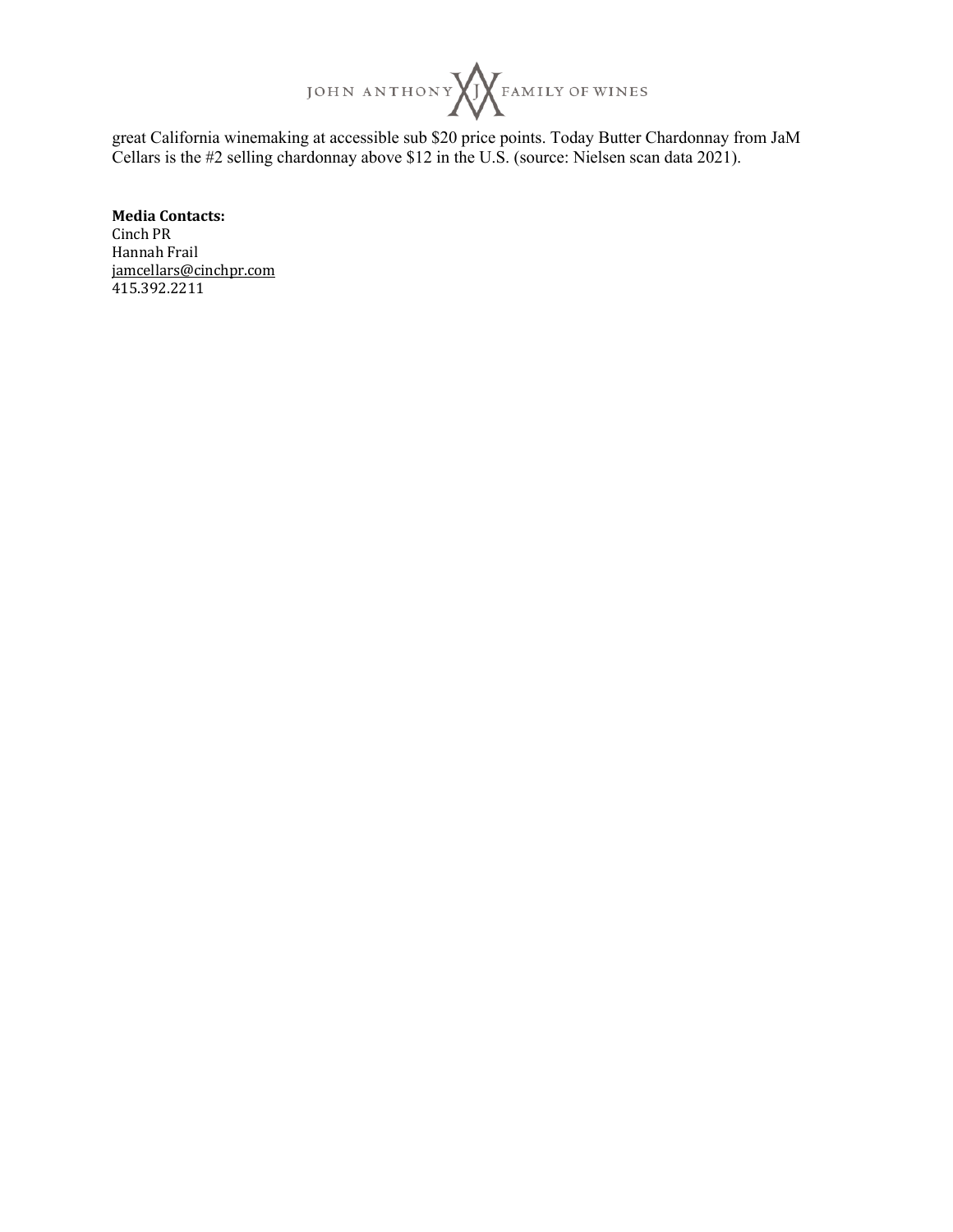great California winemaking at accessible sub $20 price points. Today Butter Chardonnay from JaM Cellars is the #2 selling chardonnay above $12 in the U.S. (source: Nielsen scan data 2021).

**Media Contacts:**
Cinch PR
Hannah Frail
jamcellars@cinchpr.com
415.392.2211